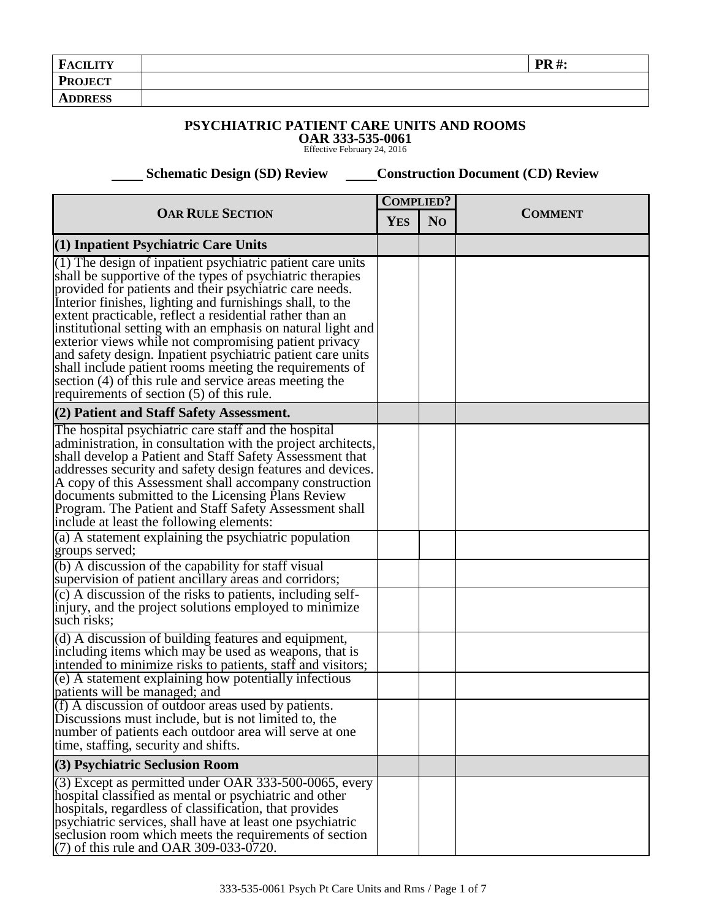| FACILITY | | PR #: |
|---|---|---|
| PROJECT | | |
| ADDRESS | | |

# PSYCHIATRIC PATIENT CARE UNITS AND ROOMS
## OAR 333-535-0061
Effective February 24, 2016

_____ Schematic Design (SD) Review _____Construction Document (CD) Review

| OAR RULE SECTION | COMPLIED? | | COMMENT |
|---|---|---|---|
| | YES | NO | |
| **(1) Inpatient Psychiatric Care Units** | | | |
| (1) The design of inpatient psychiatric patient care units shall be supportive of the types of psychiatric therapies provided for patients and their psychiatric care needs. Interior finishes, lighting and furnishings shall, to the extent practicable, reflect a residential rather than an institutional setting with an emphasis on natural light and exterior views while not compromising patient privacy and safety design. Inpatient psychiatric patient care units shall include patient rooms meeting the requirements of section (4) of this rule and service areas meeting the requirements of section (5) of this rule. | | | |
| **(2) Patient and Staff Safety Assessment.** | | | |
| The hospital psychiatric care staff and the hospital administration, in consultation with the project architects, shall develop a Patient and Staff Safety Assessment that addresses security and safety design features and devices. A copy of this Assessment shall accompany construction documents submitted to the Licensing Plans Review Program. The Patient and Staff Safety Assessment shall include at least the following elements: | | | |
| (a) A statement explaining the psychiatric population groups served; | | | |
| (b) A discussion of the capability for staff visual supervision of patient ancillary areas and corridors; | | | |
| (c) A discussion of the risks to patients, including self-injury, and the project solutions employed to minimize such risks; | | | |
| (d) A discussion of building features and equipment, including items which may be used as weapons, that is intended to minimize risks to patients, staff and visitors; | | | |
| (e) A statement explaining how potentially infectious patients will be managed; and | | | |
| (f) A discussion of outdoor areas used by patients. Discussions must include, but is not limited to, the number of patients each outdoor area will serve at one time, staffing, security and shifts. | | | |
| **(3) Psychiatric Seclusion Room** | | | |
| (3) Except as permitted under OAR 333-500-0065, every hospital classified as mental or psychiatric and other hospitals, regardless of classification, that provides psychiatric services, shall have at least one psychiatric seclusion room which meets the requirements of section (7) of this rule and OAR 309-033-0720. | | | |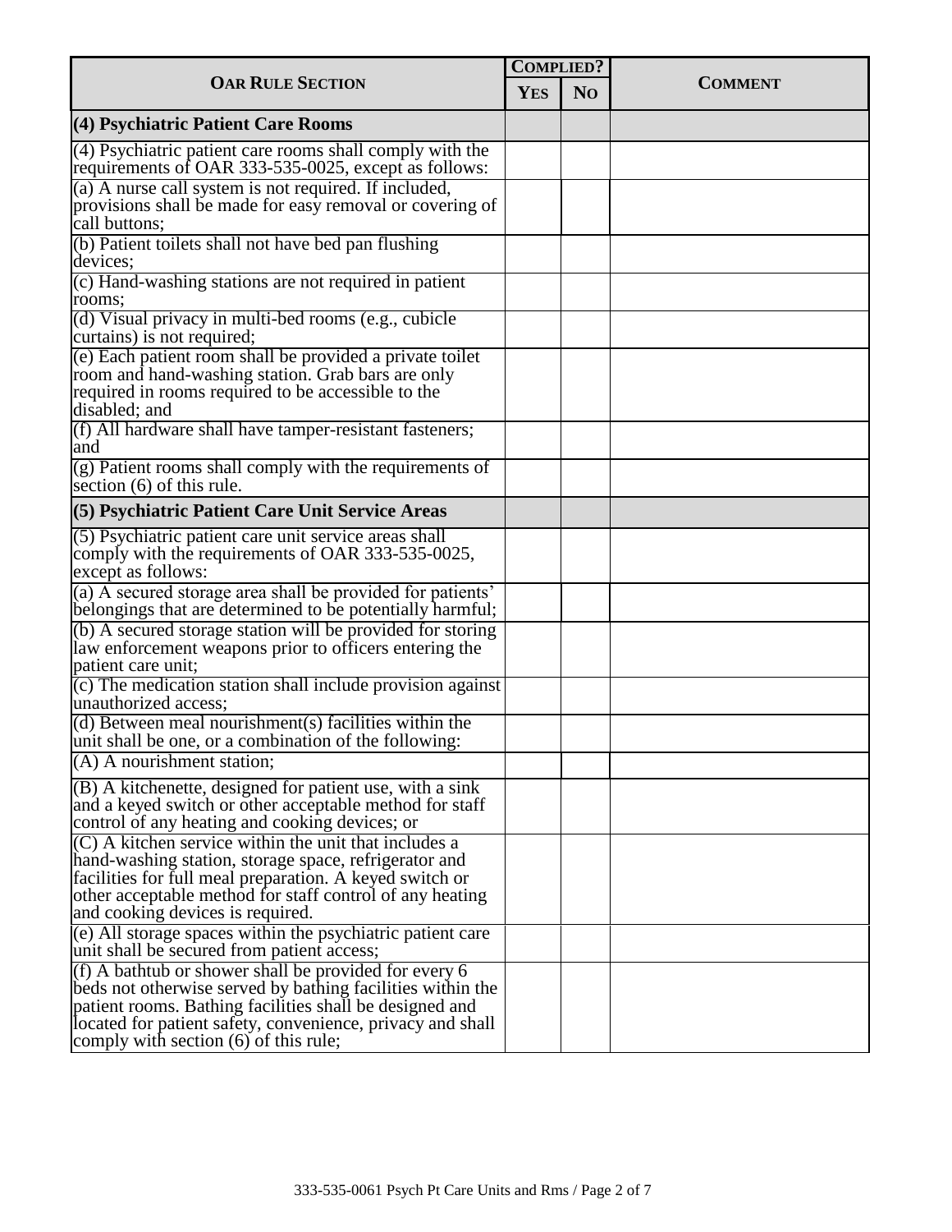| OAR Rule Section | Complied? | | Comment |
|---|---|---|---|
| | Yes | No | |
| **(4) Psychiatric Patient Care Rooms** | | | |
| (4) Psychiatric patient care rooms shall comply with the requirements of OAR 333-535-0025, except as follows: | | | |
| (a) A nurse call system is not required. If included, provisions shall be made for easy removal or covering of call buttons; | | | |
| (b) Patient toilets shall not have bed pan flushing devices; | | | |
| (c) Hand-washing stations are not required in patient rooms; | | | |
| (d) Visual privacy in multi-bed rooms (e.g., cubicle curtains) is not required; | | | |
| (e) Each patient room shall be provided a private toilet room and hand-washing station. Grab bars are only required in rooms required to be accessible to the disabled; and | | | |
| (f) All hardware shall have tamper-resistant fasteners; and | | | |
| (g) Patient rooms shall comply with the requirements of section (6) of this rule. | | | |
| **(5) Psychiatric Patient Care Unit Service Areas** | | | |
| (5) Psychiatric patient care unit service areas shall comply with the requirements of OAR 333-535-0025, except as follows: | | | |
| (a) A secured storage area shall be provided for patients' belongings that are determined to be potentially harmful; | | | |
| (b) A secured storage station will be provided for storing law enforcement weapons prior to officers entering the patient care unit; | | | |
| (c) The medication station shall include provision against unauthorized access; | | | |
| (d) Between meal nourishment(s) facilities within the unit shall be one, or a combination of the following: | | | |
| (A) A nourishment station; | | | |
| (B) A kitchenette, designed for patient use, with a sink and a keyed switch or other acceptable method for staff control of any heating and cooking devices; or | | | |
| (C) A kitchen service within the unit that includes a hand-washing station, storage space, refrigerator and facilities for full meal preparation. A keyed switch or other acceptable method for staff control of any heating and cooking devices is required. | | | |
| (e) All storage spaces within the psychiatric patient care unit shall be secured from patient access; | | | |
| (f) A bathtub or shower shall be provided for every 6 beds not otherwise served by bathing facilities within the patient rooms. Bathing facilities shall be designed and located for patient safety, convenience, privacy and shall comply with section (6) of this rule; | | | |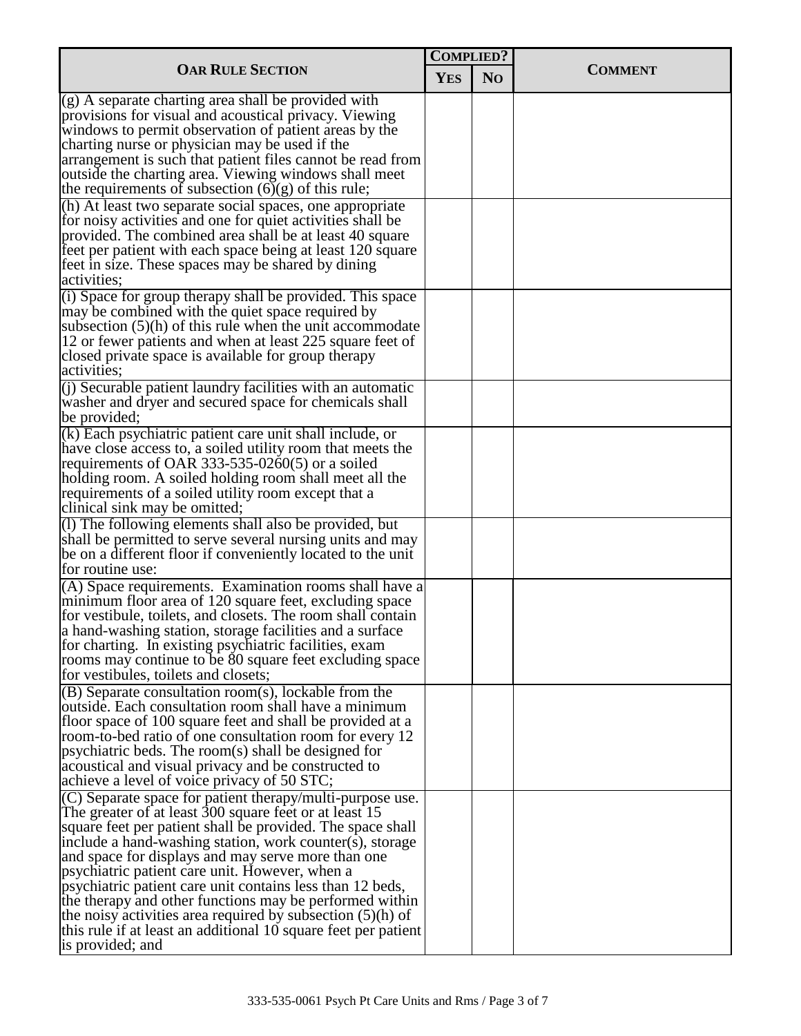| OAR RULE SECTION | COMPLIED? | | COMMENT |
|---|---|---|---|
| | YES | NO | |
| (g) A separate charting area shall be provided with provisions for visual and acoustical privacy. Viewing windows to permit observation of patient areas by the charting nurse or physician may be used if the arrangement is such that patient files cannot be read from outside the charting area. Viewing windows shall meet the requirements of subsection (6)(g) of this rule; | | | |
| (h) At least two separate social spaces, one appropriate for noisy activities and one for quiet activities shall be provided. The combined area shall be at least 40 square feet per patient with each space being at least 120 square feet in size. These spaces may be shared by dining activities; | | | |
| (i) Space for group therapy shall be provided. This space may be combined with the quiet space required by subsection (5)(h) of this rule when the unit accommodate 12 or fewer patients and when at least 225 square feet of closed private space is available for group therapy activities; | | | |
| (j) Securable patient laundry facilities with an automatic washer and dryer and secured space for chemicals shall be provided; | | | |
| (k) Each psychiatric patient care unit shall include, or have close access to, a soiled utility room that meets the requirements of OAR 333-535-0260(5) or a soiled holding room. A soiled holding room shall meet all the requirements of a soiled utility room except that a clinical sink may be omitted; | | | |
| (l) The following elements shall also be provided, but shall be permitted to serve several nursing units and may be on a different floor if conveniently located to the unit for routine use: | | | |
| (A) Space requirements. Examination rooms shall have a minimum floor area of 120 square feet, excluding space for vestibule, toilets, and closets. The room shall contain a hand-washing station, storage facilities and a surface for charting. In existing psychiatric facilities, exam rooms may continue to be 80 square feet excluding space for vestibules, toilets and closets; | | | |
| (B) Separate consultation room(s), lockable from the outside. Each consultation room shall have a minimum floor space of 100 square feet and shall be provided at a room-to-bed ratio of one consultation room for every 12 psychiatric beds. The room(s) shall be designed for acoustical and visual privacy and be constructed to achieve a level of voice privacy of 50 STC; | | | |
| (C) Separate space for patient therapy/multi-purpose use. The greater of at least 300 square feet or at least 15 square feet per patient shall be provided. The space shall include a hand-washing station, work counter(s), storage and space for displays and may serve more than one psychiatric patient care unit. However, when a psychiatric patient care unit contains less than 12 beds, the therapy and other functions may be performed within the noisy activities area required by subsection (5)(h) of this rule if at least an additional 10 square feet per patient is provided; and | | | |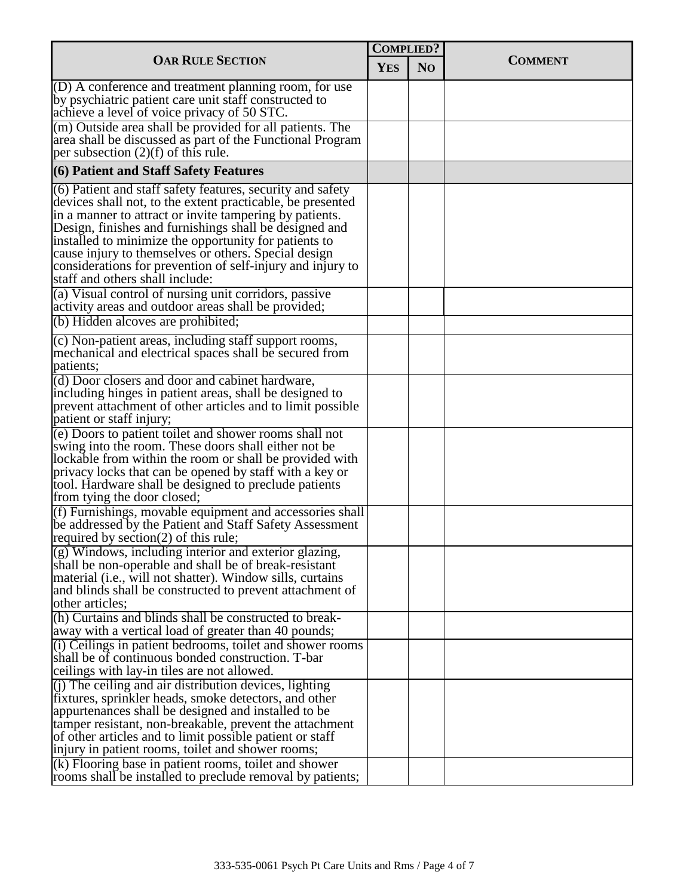| OAR Rule Section | Complied? | | Comment |
|---|---|---|---|
| | Yes | No | |
| (D) A conference and treatment planning room, for use by psychiatric patient care unit staff constructed to achieve a level of voice privacy of 50 STC. | | | |
| (m) Outside area shall be provided for all patients. The area shall be discussed as part of the Functional Program per subsection (2)(f) of this rule. | | | |
| **(6) Patient and Staff Safety Features** | | | |
| (6) Patient and staff safety features, security and safety devices shall not, to the extent practicable, be presented in a manner to attract or invite tampering by patients. Design, finishes and furnishings shall be designed and installed to minimize the opportunity for patients to cause injury to themselves or others. Special design considerations for prevention of self-injury and injury to staff and others shall include: | | | |
| (a) Visual control of nursing unit corridors, passive activity areas and outdoor areas shall be provided; | | | |
| (b) Hidden alcoves are prohibited; | | | |
| (c) Non-patient areas, including staff support rooms, mechanical and electrical spaces shall be secured from patients; | | | |
| (d) Door closers and door and cabinet hardware, including hinges in patient areas, shall be designed to prevent attachment of other articles and to limit possible patient or staff injury; | | | |
| (e) Doors to patient toilet and shower rooms shall not swing into the room. These doors shall either not be lockable from within the room or shall be provided with privacy locks that can be opened by staff with a key or tool. Hardware shall be designed to preclude patients from tying the door closed; | | | |
| (f) Furnishings, movable equipment and accessories shall be addressed by the Patient and Staff Safety Assessment required by section(2) of this rule; | | | |
| (g) Windows, including interior and exterior glazing, shall be non-operable and shall be of break-resistant material (i.e., will not shatter). Window sills, curtains and blinds shall be constructed to prevent attachment of other articles; | | | |
| (h) Curtains and blinds shall be constructed to break-away with a vertical load of greater than 40 pounds; | | | |
| (i) Ceilings in patient bedrooms, toilet and shower rooms shall be of continuous bonded construction. T-bar ceilings with lay-in tiles are not allowed. | | | |
| (j) The ceiling and air distribution devices, lighting fixtures, sprinkler heads, smoke detectors, and other appurtenances shall be designed and installed to be tamper resistant, non-breakable, prevent the attachment of other articles and to limit possible patient or staff injury in patient rooms, toilet and shower rooms; | | | |
| (k) Flooring base in patient rooms, toilet and shower rooms shall be installed to preclude removal by patients; | | | |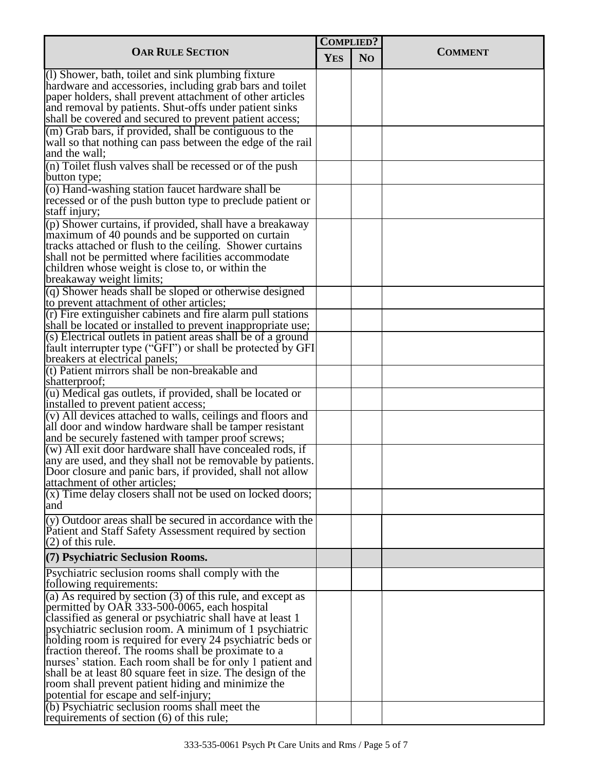| OAR Rule Section | Complied? | | Comment |
|---|---|---|---|
| | Yes | No | |
| (l) Shower, bath, toilet and sink plumbing fixture hardware and accessories, including grab bars and toilet paper holders, shall prevent attachment of other articles and removal by patients. Shut-offs under patient sinks shall be covered and secured to prevent patient access; | | | |
| (m) Grab bars, if provided, shall be contiguous to the wall so that nothing can pass between the edge of the rail and the wall; | | | |
| (n) Toilet flush valves shall be recessed or of the push button type; | | | |
| (o) Hand-washing station faucet hardware shall be recessed or of the push button type to preclude patient or staff injury; | | | |
| (p) Shower curtains, if provided, shall have a breakaway maximum of 40 pounds and be supported on curtain tracks attached or flush to the ceiling. Shower curtains shall not be permitted where facilities accommodate children whose weight is close to, or within the breakaway weight limits; | | | |
| (q) Shower heads shall be sloped or otherwise designed to prevent attachment of other articles; | | | |
| (r) Fire extinguisher cabinets and fire alarm pull stations shall be located or installed to prevent inappropriate use; | | | |
| (s) Electrical outlets in patient areas shall be of a ground fault interrupter type ("GFI") or shall be protected by GFI breakers at electrical panels; | | | |
| (t) Patient mirrors shall be non-breakable and shatterproof; | | | |
| (u) Medical gas outlets, if provided, shall be located or installed to prevent patient access; | | | |
| (v) All devices attached to walls, ceilings and floors and all door and window hardware shall be tamper resistant and be securely fastened with tamper proof screws; | | | |
| (w) All exit door hardware shall have concealed rods, if any are used, and they shall not be removable by patients. Door closure and panic bars, if provided, shall not allow attachment of other articles; | | | |
| (x) Time delay closers shall not be used on locked doors; and | | | |
| (y) Outdoor areas shall be secured in accordance with the Patient and Staff Safety Assessment required by section (2) of this rule. | | | |
| **(7) Psychiatric Seclusion Rooms.** | | | |
| Psychiatric seclusion rooms shall comply with the following requirements: | | | |
| (a) As required by section (3) of this rule, and except as permitted by OAR 333-500-0065, each hospital classified as general or psychiatric shall have at least 1 psychiatric seclusion room. A minimum of 1 psychiatric holding room is required for every 24 psychiatric beds or fraction thereof. The rooms shall be proximate to a nurses' station. Each room shall be for only 1 patient and shall be at least 80 square feet in size. The design of the room shall prevent patient hiding and minimize the potential for escape and self-injury; | | | |
| (b) Psychiatric seclusion rooms shall meet the requirements of section (6) of this rule; | | | |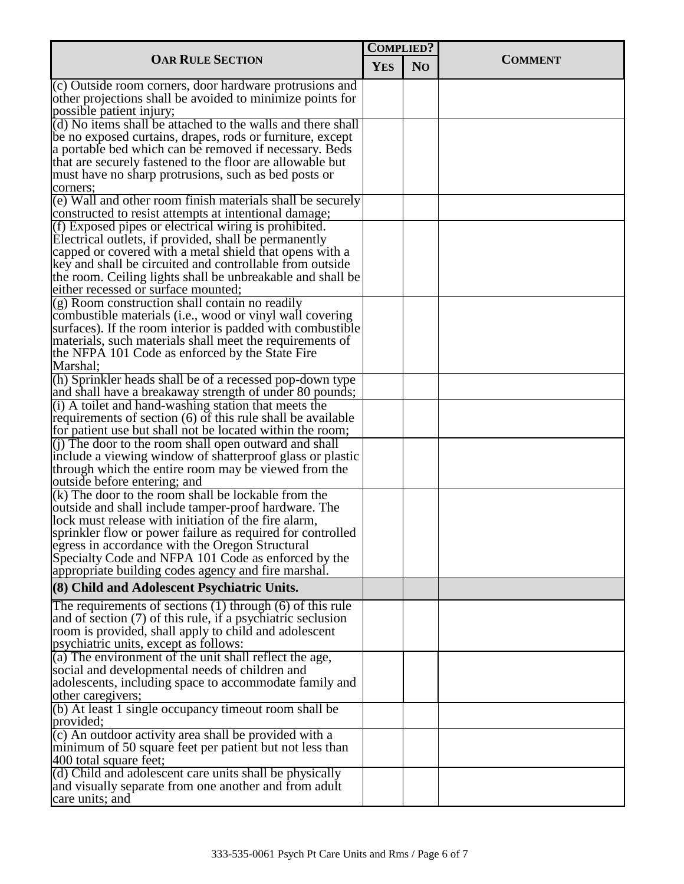| OAR Rule Section | Complied? | | Comment |
|---|---|---|---|
| | Yes | No | |
| (c) Outside room corners, door hardware protrusions and other projections shall be avoided to minimize points for possible patient injury; | | | |
| (d) No items shall be attached to the walls and there shall be no exposed curtains, drapes, rods or furniture, except a portable bed which can be removed if necessary. Beds that are securely fastened to the floor are allowable but must have no sharp protrusions, such as bed posts or corners; | | | |
| (e) Wall and other room finish materials shall be securely constructed to resist attempts at intentional damage; | | | |
| (f) Exposed pipes or electrical wiring is prohibited. Electrical outlets, if provided, shall be permanently capped or covered with a metal shield that opens with a key and shall be circuited and controllable from outside the room. Ceiling lights shall be unbreakable and shall be either recessed or surface mounted; | | | |
| (g) Room construction shall contain no readily combustible materials (i.e., wood or vinyl wall covering surfaces). If the room interior is padded with combustible materials, such materials shall meet the requirements of the NFPA 101 Code as enforced by the State Fire Marshal; | | | |
| (h) Sprinkler heads shall be of a recessed pop-down type and shall have a breakaway strength of under 80 pounds; | | | |
| (i) A toilet and hand-washing station that meets the requirements of section (6) of this rule shall be available for patient use but shall not be located within the room; | | | |
| (j) The door to the room shall open outward and shall include a viewing window of shatterproof glass or plastic through which the entire room may be viewed from the outside before entering; and | | | |
| (k) The door to the room shall be lockable from the outside and shall include tamper-proof hardware. The lock must release with initiation of the fire alarm, sprinkler flow or power failure as required for controlled egress in accordance with the Oregon Structural Specialty Code and NFPA 101 Code as enforced by the appropriate building codes agency and fire marshal. | | | |
| **(8) Child and Adolescent Psychiatric Units.** | | | |
| The requirements of sections (1) through (6) of this rule and of section (7) of this rule, if a psychiatric seclusion room is provided, shall apply to child and adolescent psychiatric units, except as follows: | | | |
| (a) The environment of the unit shall reflect the age, social and developmental needs of children and adolescents, including space to accommodate family and other caregivers; | | | |
| (b) At least 1 single occupancy timeout room shall be provided; | | | |
| (c) An outdoor activity area shall be provided with a minimum of 50 square feet per patient but not less than 400 total square feet; | | | |
| (d) Child and adolescent care units shall be physically and visually separate from one another and from adult care units; and | | | |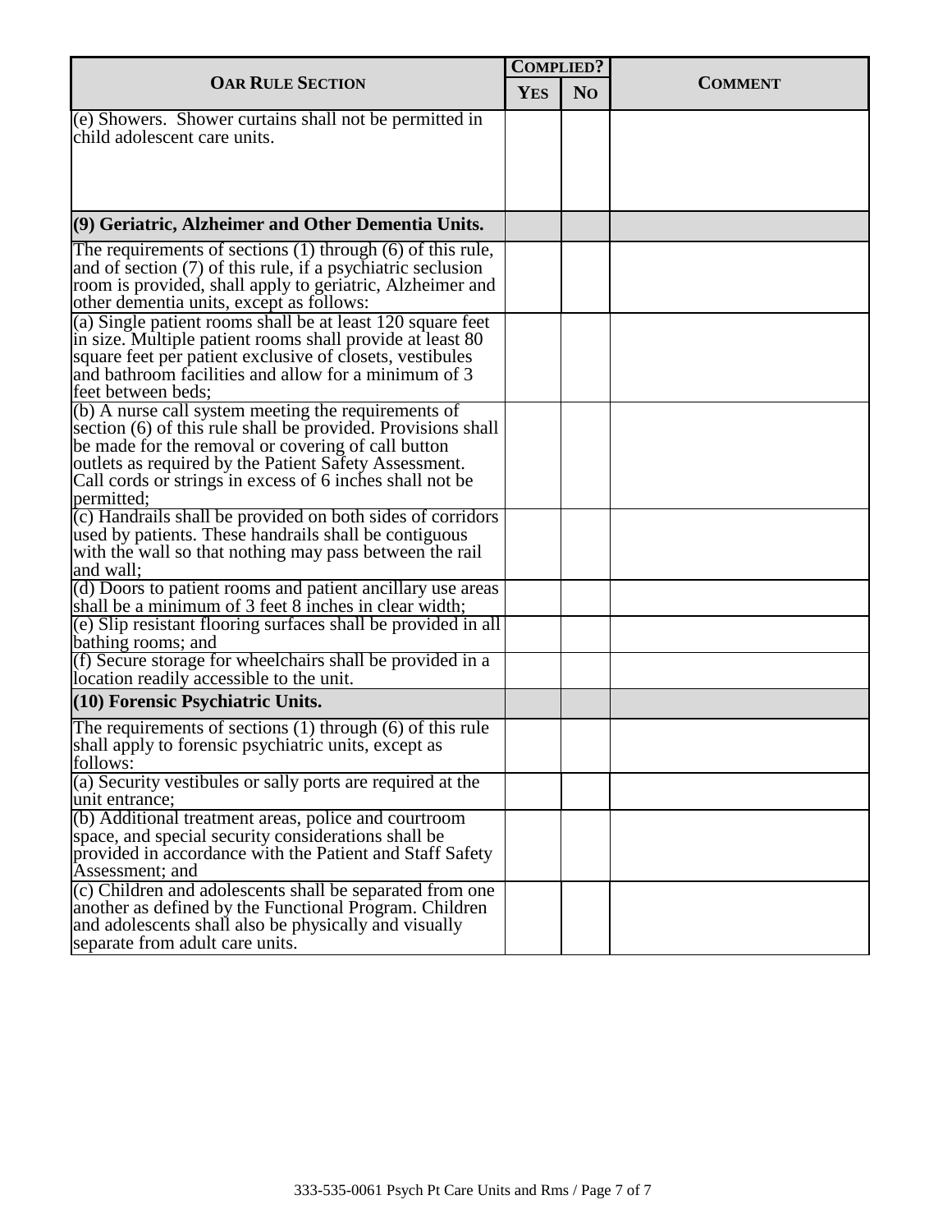| OAR Rule Section | Complied? | | Comment |
|---|---|---|---|
| | Yes | No | |
| (e) Showers. Shower curtains shall not be permitted in child adolescent care units. | | | |
| **(9) Geriatric, Alzheimer and Other Dementia Units.** | | | |
| The requirements of sections (1) through (6) of this rule, and of section (7) of this rule, if a psychiatric seclusion room is provided, shall apply to geriatric, Alzheimer and other dementia units, except as follows: | | | |
| (a) Single patient rooms shall be at least 120 square feet in size. Multiple patient rooms shall provide at least 80 square feet per patient exclusive of closets, vestibules and bathroom facilities and allow for a minimum of 3 feet between beds; | | | |
| (b) A nurse call system meeting the requirements of section (6) of this rule shall be provided. Provisions shall be made for the removal or covering of call button outlets as required by the Patient Safety Assessment. Call cords or strings in excess of 6 inches shall not be permitted; | | | |
| (c) Handrails shall be provided on both sides of corridors used by patients. These handrails shall be contiguous with the wall so that nothing may pass between the rail and wall; | | | |
| (d) Doors to patient rooms and patient ancillary use areas shall be a minimum of 3 feet 8 inches in clear width; | | | |
| (e) Slip resistant flooring surfaces shall be provided in all bathing rooms; and | | | |
| (f) Secure storage for wheelchairs shall be provided in a location readily accessible to the unit. | | | |
| **(10) Forensic Psychiatric Units.** | | | |
| The requirements of sections (1) through (6) of this rule shall apply to forensic psychiatric units, except as follows: | | | |
| (a) Security vestibules or sally ports are required at the unit entrance; | | | |
| (b) Additional treatment areas, police and courtroom space, and special security considerations shall be provided in accordance with the Patient and Staff Safety Assessment; and | | | |
| (c) Children and adolescents shall be separated from one another as defined by the Functional Program. Children and adolescents shall also be physically and visually separate from adult care units. | | | |